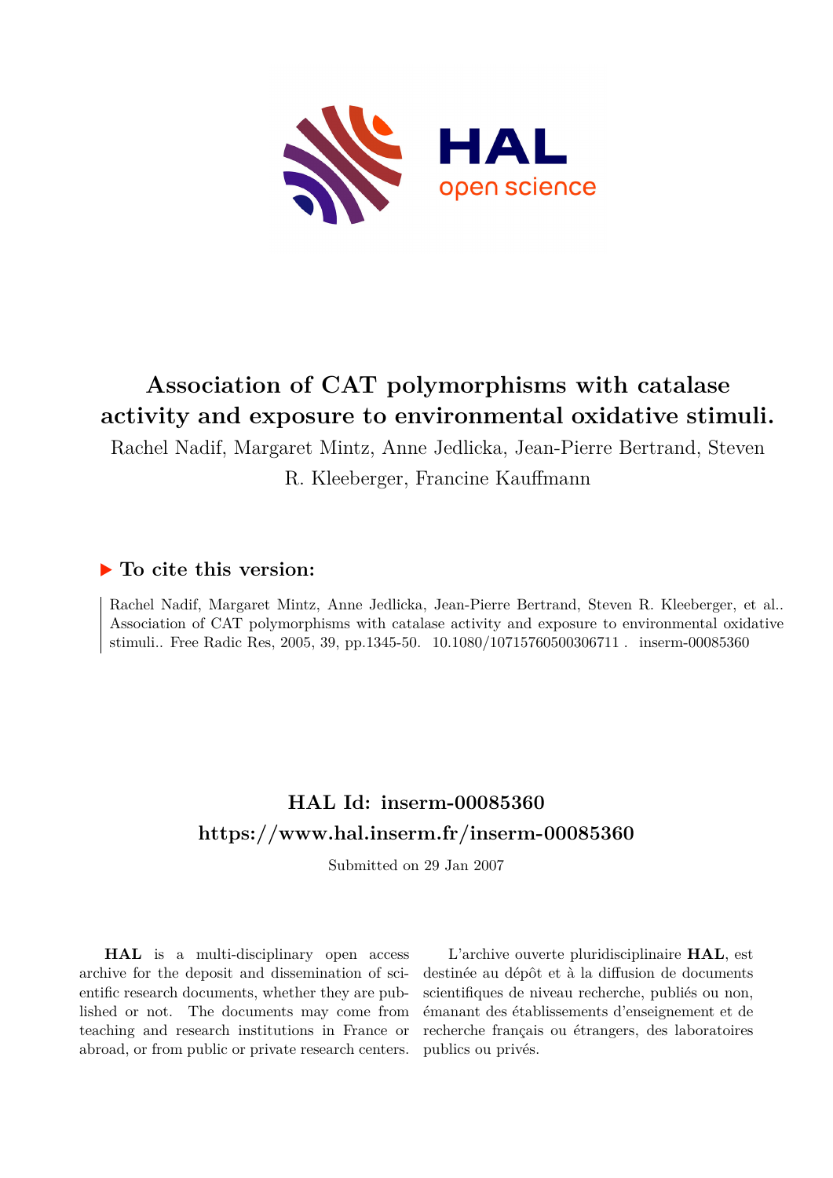# Association of CAT polymorphisms with catalase activity and exposure to environmental oxidative stimuli.

Rachel Nadif, Margaret Mintz, Anne Jedlicka, Jean-Pierre Bertrand, Steven R. Kleeberger, Francine Kauffmann

## ▶ To cite this version:

Rachel Nadif, Margaret Mintz, Anne Jedlicka, Jean-Pierre Bertrand, Steven R. Kleeberger, et al.. Association of CAT polymorphisms with catalase activity and exposure to environmental oxidative stimuli.. Free Radic Res, 2005, 39, pp.1345-50. 10.1080/10715760500306711 . inserm-00085360

## HAL Id: inserm-00085360

## https://www.hal.inserm.fr/inserm-00085360

Submitted on 29 Jan 2007

**HAL** is a multi-disciplinary open access archive for the deposit and dissemination of scientific research documents, whether they are published or not. The documents may come from teaching and research institutions in France or abroad, or from public or private research centers.

L'archive ouverte pluridisciplinaire **HAL**, est destinée au dépôt et à la diffusion de documents scientifiques de niveau recherche, publiés ou non, émanant des établissements d'enseignement et de recherche français ou étrangers, des laboratoires publics ou privés.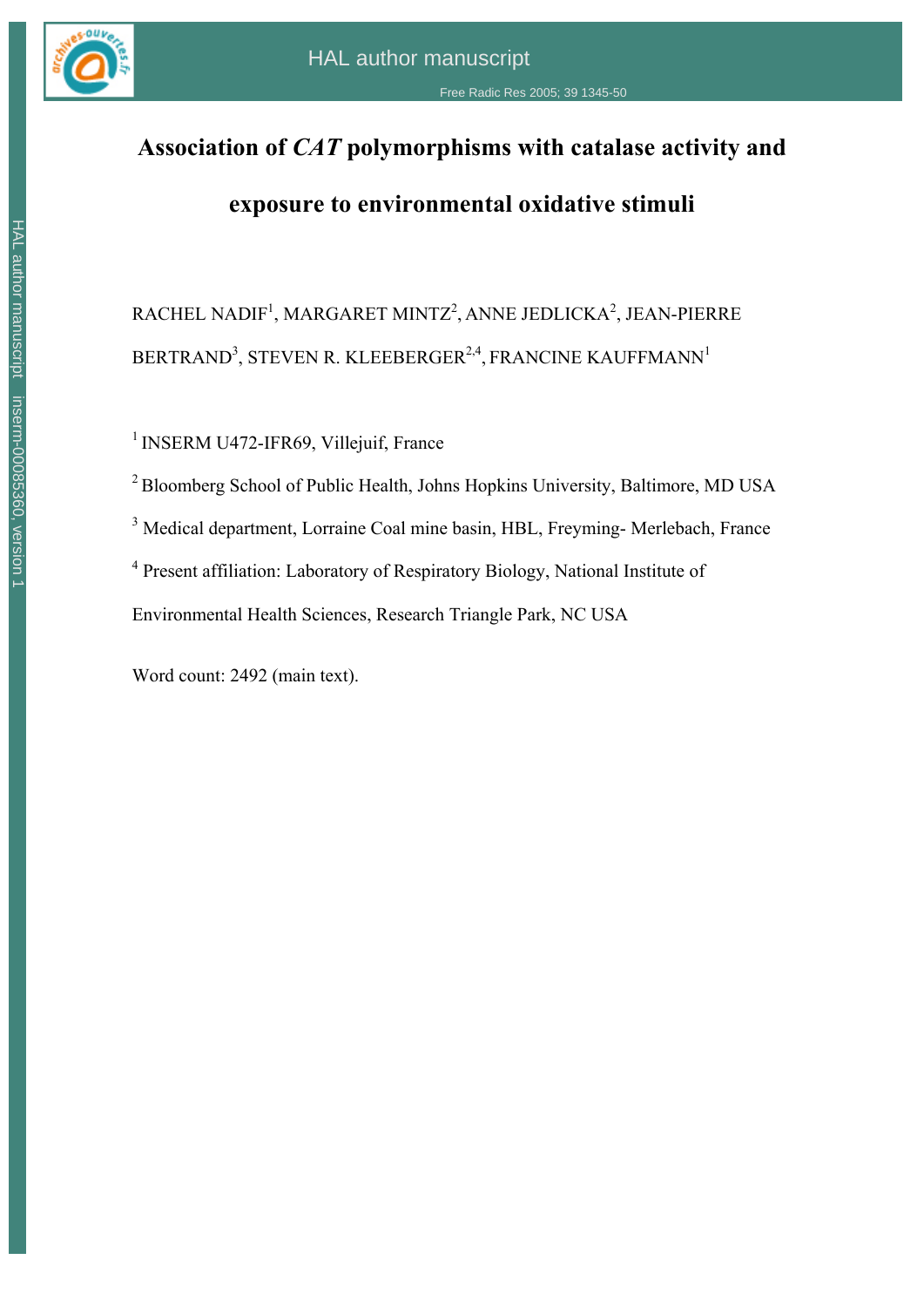# Association of *CAT* polymorphisms with catalase activity and exposure to environmental oxidative stimuli

RACHEL NADIF[1], MARGARET MINTZ[2], ANNE JEDLICKA[2], JEAN-PIERRE BERTRAND[3], STEVEN R. KLEEBERGER[2,4], FRANCINE KAUFFMANN[1]

[1] INSERM U472-IFR69, Villejuif, France

[2] Bloomberg School of Public Health, Johns Hopkins University, Baltimore, MD USA

[3] Medical department, Lorraine Coal mine basin, HBL, Freyming- Merlebach, France

[4] Present affiliation: Laboratory of Respiratory Biology, National Institute of Environmental Health Sciences, Research Triangle Park, NC USA

Word count: 2492 (main text).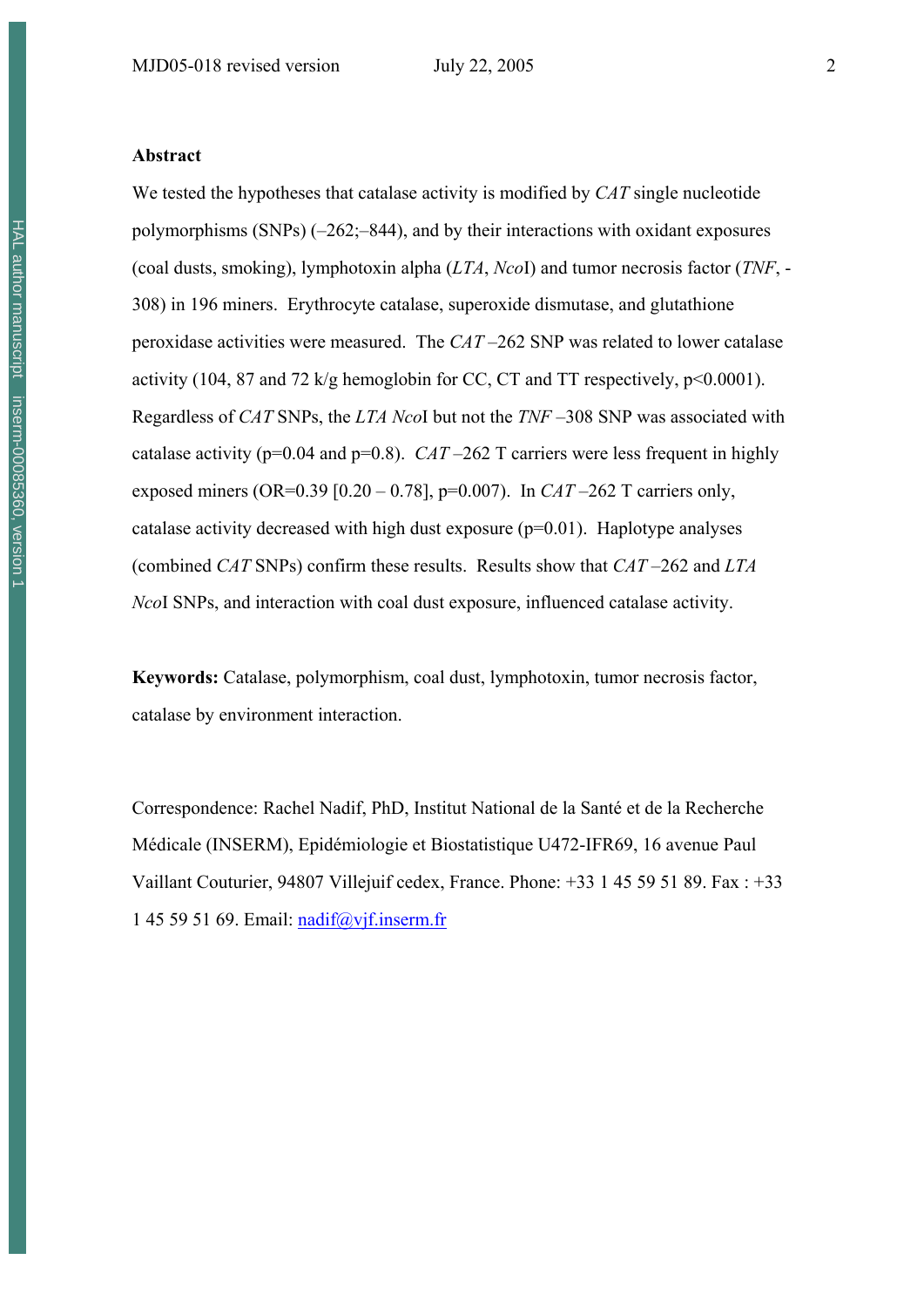**Abstract**

We tested the hypotheses that catalase activity is modified by *CAT* single nucleotide polymorphisms (SNPs) (–262;–844), and by their interactions with oxidant exposures (coal dusts, smoking), lymphotoxin alpha (*LTA*, *Nco*I) and tumor necrosis factor (*TNF*, -308) in 196 miners. Erythrocyte catalase, superoxide dismutase, and glutathione peroxidase activities were measured. The *CAT* –262 SNP was related to lower catalase activity (104, 87 and 72 k/g hemoglobin for CC, CT and TT respectively, $p<0.0001$). Regardless of *CAT* SNPs, the *LTA NcoI* but not the *TNF* –308 SNP was associated with catalase activity ($p=0.04$ and $p=0.8$). *CAT* –262 T carriers were less frequent in highly exposed miners (OR=0.39 [0.20 – 0.78], $p=0.007$). In *CAT* –262 T carriers only, catalase activity decreased with high dust exposure ($p=0.01$). Haplotype analyses (combined *CAT* SNPs) confirm these results. Results show that *CAT* –262 and *LTA NcoI* SNPs, and interaction with coal dust exposure, influenced catalase activity.

**Keywords:** Catalase, polymorphism, coal dust, lymphotoxin, tumor necrosis factor, catalase by environment interaction.

Correspondence: Rachel Nadif, PhD, Institut National de la Santé et de la Recherche Médicale (INSERM), Epidémiologie et Biostatistique U472-IFR69, 16 avenue Paul Vaillant Couturier, 94807 Villejuif cedex, France. Phone: +33 1 45 59 51 89. Fax : +33 1 45 59 51 69. Email: nadif@vjf.inserm.fr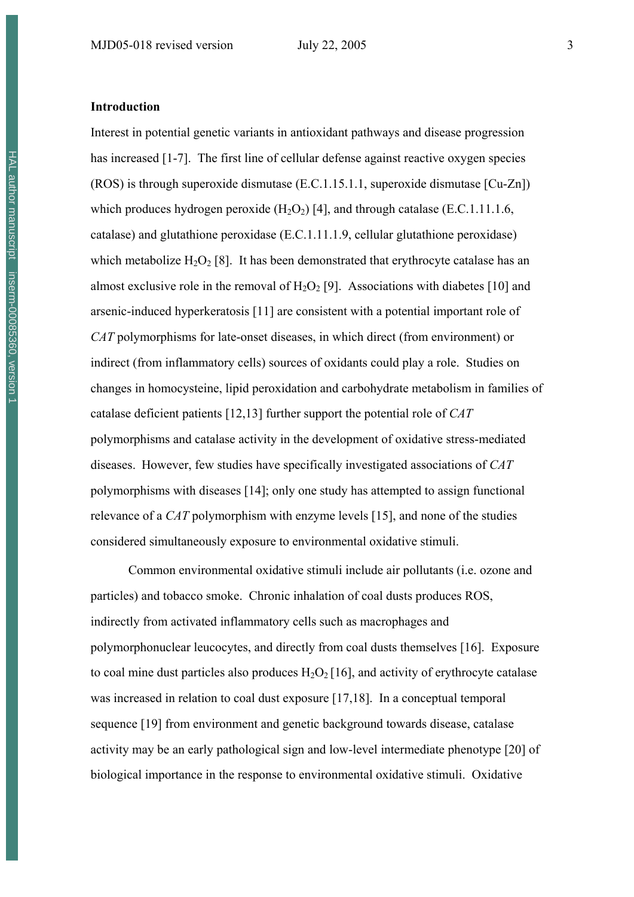## Introduction

Interest in potential genetic variants in antioxidant pathways and disease progression has increased [1-7]. The first line of cellular defense against reactive oxygen species (ROS) is through superoxide dismutase (E.C.1.15.1.1, superoxide dismutase [Cu-Zn]) which produces hydrogen peroxide ($H_2O_2$) [4], and through catalase (E.C.1.11.1.6, catalase) and glutathione peroxidase (E.C.1.11.1.9, cellular glutathione peroxidase) which metabolize $H_2O_2$ [8]. It has been demonstrated that erythrocyte catalase has an almost exclusive role in the removal of $H_2O_2$ [9]. Associations with diabetes [10] and arsenic-induced hyperkeratosis [11] are consistent with a potential important role of *CAT* polymorphisms for late-onset diseases, in which direct (from environment) or indirect (from inflammatory cells) sources of oxidants could play a role. Studies on changes in homocysteine, lipid peroxidation and carbohydrate metabolism in families of catalase deficient patients [12,13] further support the potential role of *CAT* polymorphisms and catalase activity in the development of oxidative stress-mediated diseases. However, few studies have specifically investigated associations of *CAT* polymorphisms with diseases [14]; only one study has attempted to assign functional relevance of a *CAT* polymorphism with enzyme levels [15], and none of the studies considered simultaneously exposure to environmental oxidative stimuli.

Common environmental oxidative stimuli include air pollutants (i.e. ozone and particles) and tobacco smoke. Chronic inhalation of coal dusts produces ROS, indirectly from activated inflammatory cells such as macrophages and polymorphonuclear leucocytes, and directly from coal dusts themselves [16]. Exposure to coal mine dust particles also produces $H_2O_2$ [16], and activity of erythrocyte catalase was increased in relation to coal dust exposure [17,18]. In a conceptual temporal sequence [19] from environment and genetic background towards disease, catalase activity may be an early pathological sign and low-level intermediate phenotype [20] of biological importance in the response to environmental oxidative stimuli. Oxidative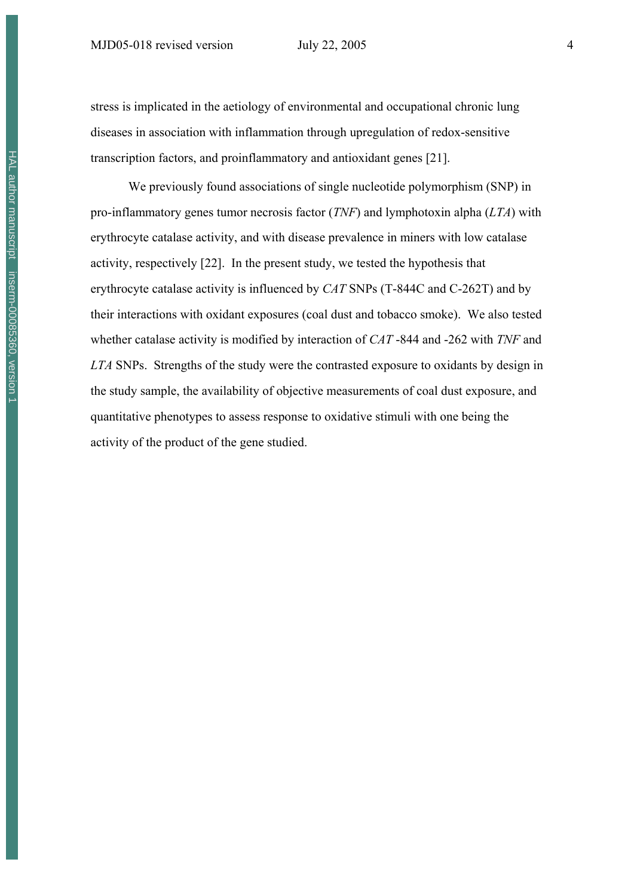stress is implicated in the aetiology of environmental and occupational chronic lung diseases in association with inflammation through upregulation of redox-sensitive transcription factors, and proinflammatory and antioxidant genes [21].

We previously found associations of single nucleotide polymorphism (SNP) in pro-inflammatory genes tumor necrosis factor (*TNF*) and lymphotoxin alpha (*LTA*) with erythrocyte catalase activity, and with disease prevalence in miners with low catalase activity, respectively [22]. In the present study, we tested the hypothesis that erythrocyte catalase activity is influenced by *CAT* SNPs (T-844C and C-262T) and by their interactions with oxidant exposures (coal dust and tobacco smoke). We also tested whether catalase activity is modified by interaction of *CAT* -844 and -262 with *TNF* and *LTA* SNPs. Strengths of the study were the contrasted exposure to oxidants by design in the study sample, the availability of objective measurements of coal dust exposure, and quantitative phenotypes to assess response to oxidative stimuli with one being the activity of the product of the gene studied.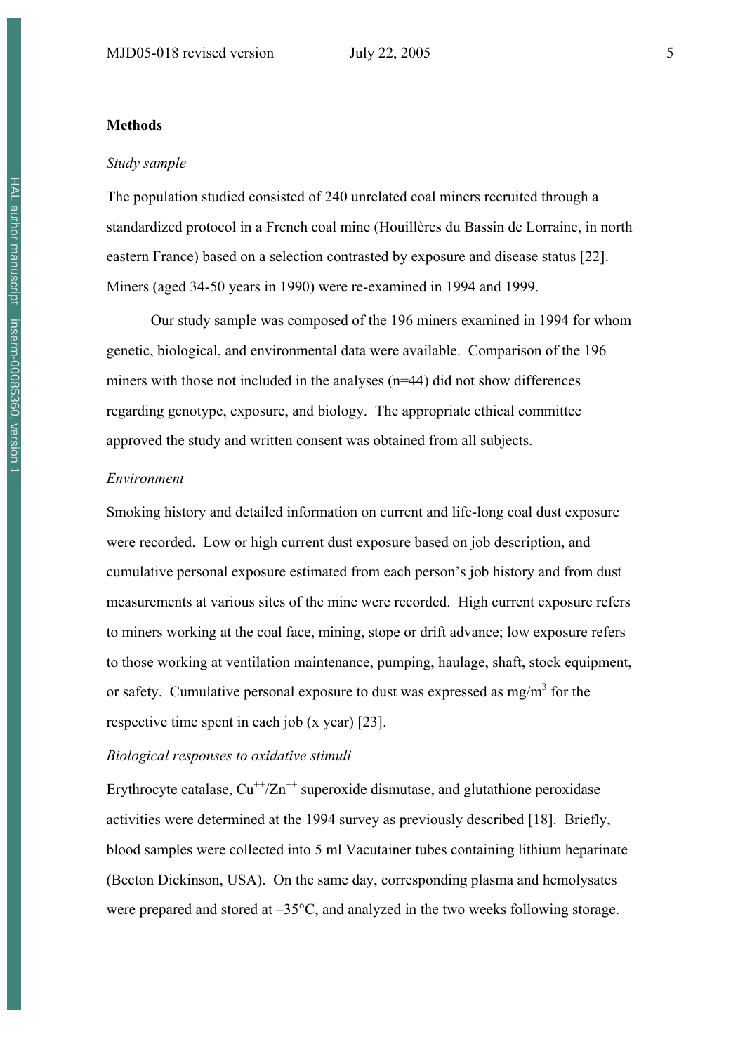## Methods

### *Study sample*

The population studied consisted of 240 unrelated coal miners recruited through a standardized protocol in a French coal mine (Houillères du Bassin de Lorraine, in north eastern France) based on a selection contrasted by exposure and disease status [22]. Miners (aged 34-50 years in 1990) were re-examined in 1994 and 1999.

Our study sample was composed of the 196 miners examined in 1994 for whom genetic, biological, and environmental data were available. Comparison of the 196 miners with those not included in the analyses (n=44) did not show differences regarding genotype, exposure, and biology. The appropriate ethical committee approved the study and written consent was obtained from all subjects.

### *Environment*

Smoking history and detailed information on current and life-long coal dust exposure were recorded. Low or high current dust exposure based on job description, and cumulative personal exposure estimated from each person's job history and from dust measurements at various sites of the mine were recorded. High current exposure refers to miners working at the coal face, mining, stope or drift advance; low exposure refers to those working at ventilation maintenance, pumping, haulage, shaft, stock equipment, or safety. Cumulative personal exposure to dust was expressed as $mg/m^3$ for the respective time spent in each job (x year) [23].

### *Biological responses to oxidative stimuli*

Erythrocyte catalase, $Cu^{++}/Zn^{++}$ superoxide dismutase, and glutathione peroxidase activities were determined at the 1994 survey as previously described [18]. Briefly, blood samples were collected into 5 ml Vacutainer tubes containing lithium heparinate (Becton Dickinson, USA). On the same day, corresponding plasma and hemolysates were prepared and stored at –35°C, and analyzed in the two weeks following storage.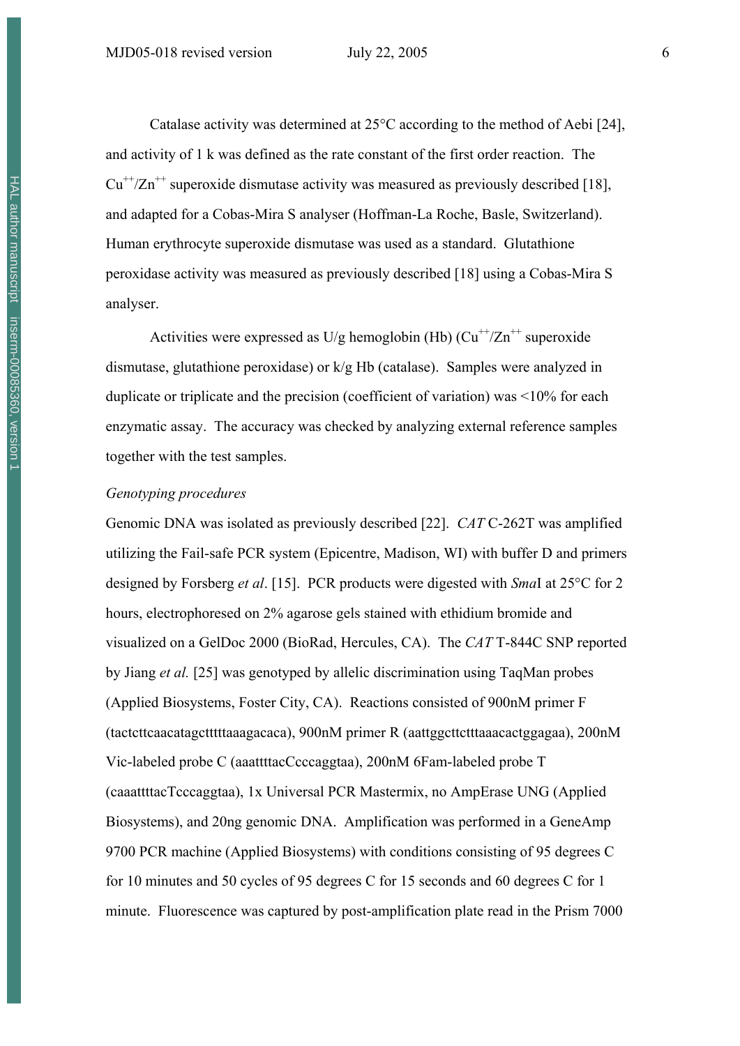Catalase activity was determined at 25°C according to the method of Aebi [24], and activity of 1 k was defined as the rate constant of the first order reaction. The $Cu^{++}/Zn^{++}$ superoxide dismutase activity was measured as previously described [18], and adapted for a Cobas-Mira S analyser (Hoffman-La Roche, Basle, Switzerland). Human erythrocyte superoxide dismutase was used as a standard. Glutathione peroxidase activity was measured as previously described [18] using a Cobas-Mira S analyser.

Activities were expressed as U/g hemoglobin (Hb) ($Cu^{++}/Zn^{++}$ superoxide dismutase, glutathione peroxidase) or k/g Hb (catalase). Samples were analyzed in duplicate or triplicate and the precision (coefficient of variation) was <10% for each enzymatic assay. The accuracy was checked by analyzing external reference samples together with the test samples.

*Genotyping procedures*

Genomic DNA was isolated as previously described [22]. *CAT* C-262T was amplified utilizing the Fail-safe PCR system (Epicentre, Madison, WI) with buffer D and primers designed by Forsberg *et al*. [15]. PCR products were digested with *Sma*I at 25°C for 2 hours, electrophoresed on 2% agarose gels stained with ethidium bromide and visualized on a GelDoc 2000 (BioRad, Hercules, CA). The *CAT* T-844C SNP reported by Jiang *et al.* [25] was genotyped by allelic discrimination using TaqMan probes (Applied Biosystems, Foster City, CA). Reactions consisted of 900nM primer F (tactcttcaacatagctttttaaagacaca), 900nM primer R (aattggcttctttaaacactggagaa), 200nM Vic-labeled probe C (aaattttacCcccaggtaa), 200nM 6Fam-labeled probe T (caaattttacTcccaggtaa), 1x Universal PCR Mastermix, no AmpErase UNG (Applied Biosystems), and 20ng genomic DNA. Amplification was performed in a GeneAmp 9700 PCR machine (Applied Biosystems) with conditions consisting of 95 degrees C for 10 minutes and 50 cycles of 95 degrees C for 15 seconds and 60 degrees C for 1 minute. Fluorescence was captured by post-amplification plate read in the Prism 7000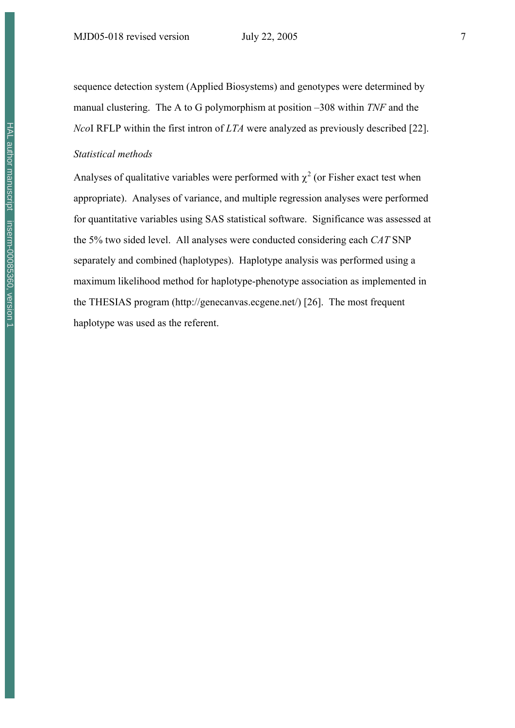sequence detection system (Applied Biosystems) and genotypes were determined by manual clustering. The A to G polymorphism at position –308 within *TNF* and the *Nco*I RFLP within the first intron of *LTA* were analyzed as previously described [22].

*Statistical methods*

Analyses of qualitative variables were performed with $\chi^2$ (or Fisher exact test when appropriate). Analyses of variance, and multiple regression analyses were performed for quantitative variables using SAS statistical software. Significance was assessed at the 5% two sided level. All analyses were conducted considering each *CAT* SNP separately and combined (haplotypes). Haplotype analysis was performed using a maximum likelihood method for haplotype-phenotype association as implemented in the THESIAS program (http://genecanvas.ecgene.net/) [26]. The most frequent haplotype was used as the referent.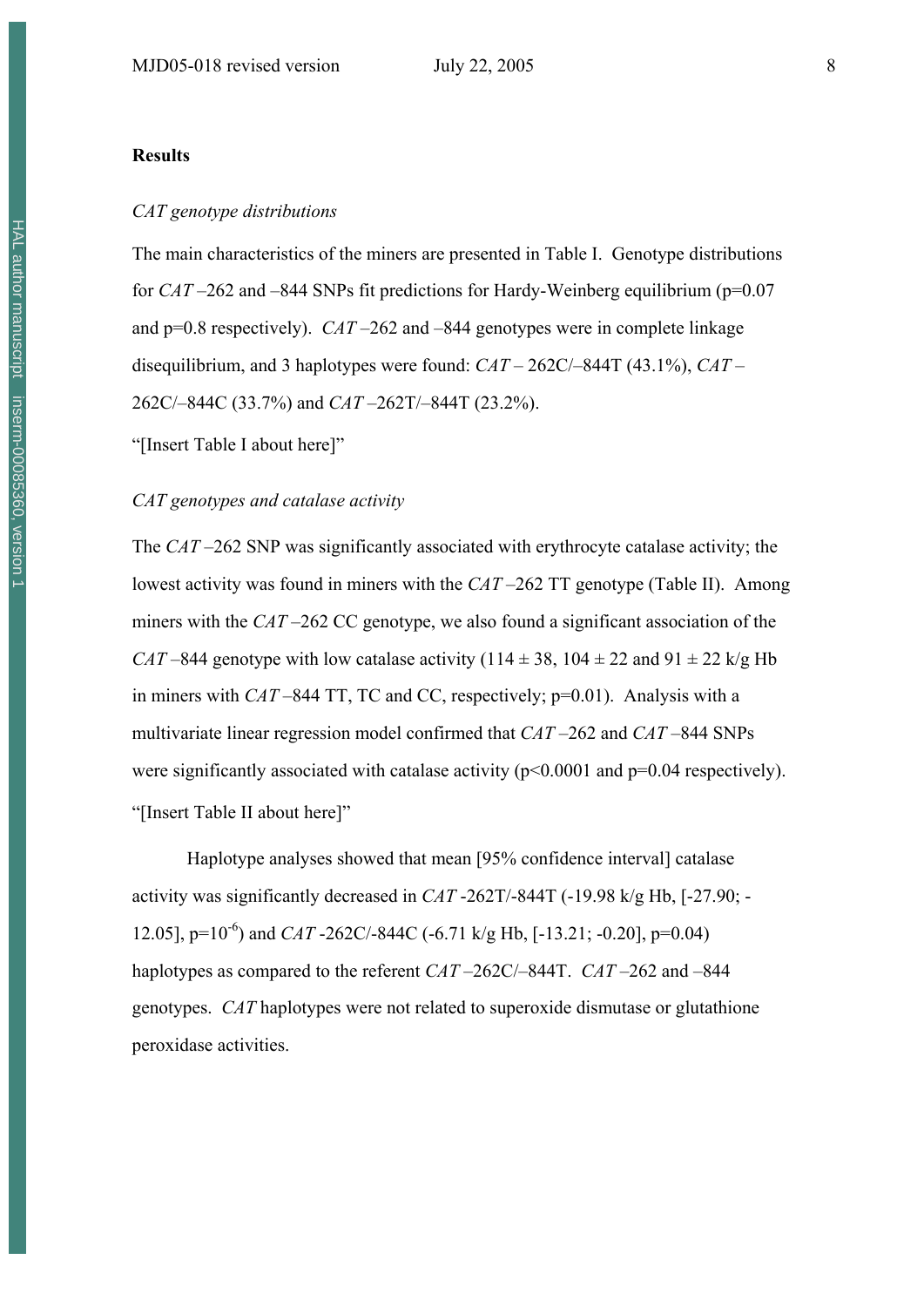## Results

### *CAT genotype distributions*

The main characteristics of the miners are presented in Table I. Genotype distributions for *CAT* –262 and –844 SNPs fit predictions for Hardy-Weinberg equilibrium ($p=0.07$ and $p=0.8$ respectively). *CAT* –262 and –844 genotypes were in complete linkage disequilibrium, and 3 haplotypes were found: *CAT* – 262C/–844T (43.1%), *CAT* – 262C/–844C (33.7%) and *CAT* –262T/–844T (23.2%).

"[Insert Table I about here]"

### *CAT genotypes and catalase activity*

The *CAT* –262 SNP was significantly associated with erythrocyte catalase activity; the lowest activity was found in miners with the *CAT* –262 TT genotype (Table II). Among miners with the *CAT* –262 CC genotype, we also found a significant association of the *CAT* –844 genotype with low catalase activity ($114 \pm 38$, $104 \pm 22$ and $91 \pm 22$ k/g Hb in miners with *CAT* –844 TT, TC and CC, respectively; $p=0.01$). Analysis with a multivariate linear regression model confirmed that *CAT* –262 and *CAT* –844 SNPs were significantly associated with catalase activity ($p<0.0001$ and $p=0.04$ respectively).

"[Insert Table II about here]"

Haplotype analyses showed that mean [95% confidence interval] catalase activity was significantly decreased in *CAT* -262T/-844T (-19.98 k/g Hb, [-27.90; -12.05], $p=10^{-6}$) and *CAT* -262C/-844C (-6.71 k/g Hb, [-13.21; -0.20], $p=0.04$) haplotypes as compared to the referent *CAT* –262C/–844T. *CAT* –262 and –844 genotypes. *CAT* haplotypes were not related to superoxide dismutase or glutathione peroxidase activities.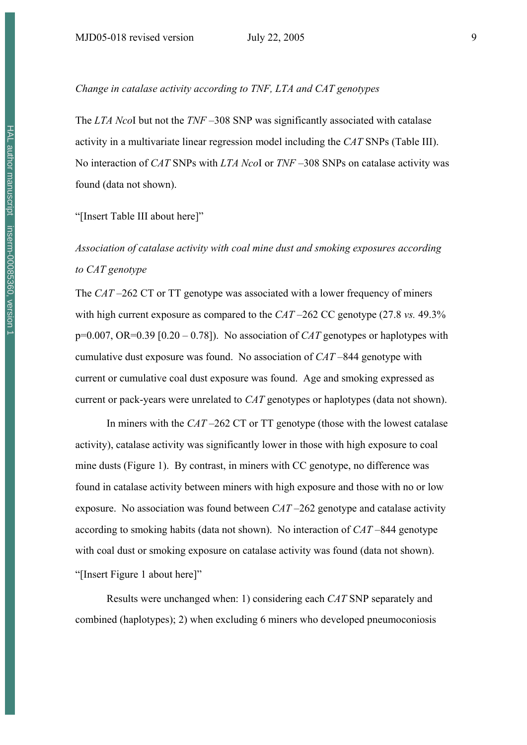*Change in catalase activity according to TNF, LTA and CAT genotypes*

The *LTA Nco*I but not the *TNF* –308 SNP was significantly associated with catalase activity in a multivariate linear regression model including the *CAT* SNPs (Table III). No interaction of *CAT* SNPs with *LTA Nco*I or *TNF* –308 SNPs on catalase activity was found (data not shown).

"[Insert Table III about here]"

*Association of catalase activity with coal mine dust and smoking exposures according to CAT genotype*

The *CAT* –262 CT or TT genotype was associated with a lower frequency of miners with high current exposure as compared to the *CAT* –262 CC genotype (27.8 *vs.* 49.3% p=0.007, OR=0.39 [0.20 – 0.78]). No association of *CAT* genotypes or haplotypes with cumulative dust exposure was found. No association of *CAT* –844 genotype with current or cumulative coal dust exposure was found. Age and smoking expressed as current or pack-years were unrelated to *CAT* genotypes or haplotypes (data not shown).

In miners with the *CAT* –262 CT or TT genotype (those with the lowest catalase activity), catalase activity was significantly lower in those with high exposure to coal mine dusts (Figure 1). By contrast, in miners with CC genotype, no difference was found in catalase activity between miners with high exposure and those with no or low exposure. No association was found between *CAT* –262 genotype and catalase activity according to smoking habits (data not shown). No interaction of *CAT* –844 genotype with coal dust or smoking exposure on catalase activity was found (data not shown).

"[Insert Figure 1 about here]"

Results were unchanged when: 1) considering each *CAT* SNP separately and combined (haplotypes); 2) when excluding 6 miners who developed pneumoconiosis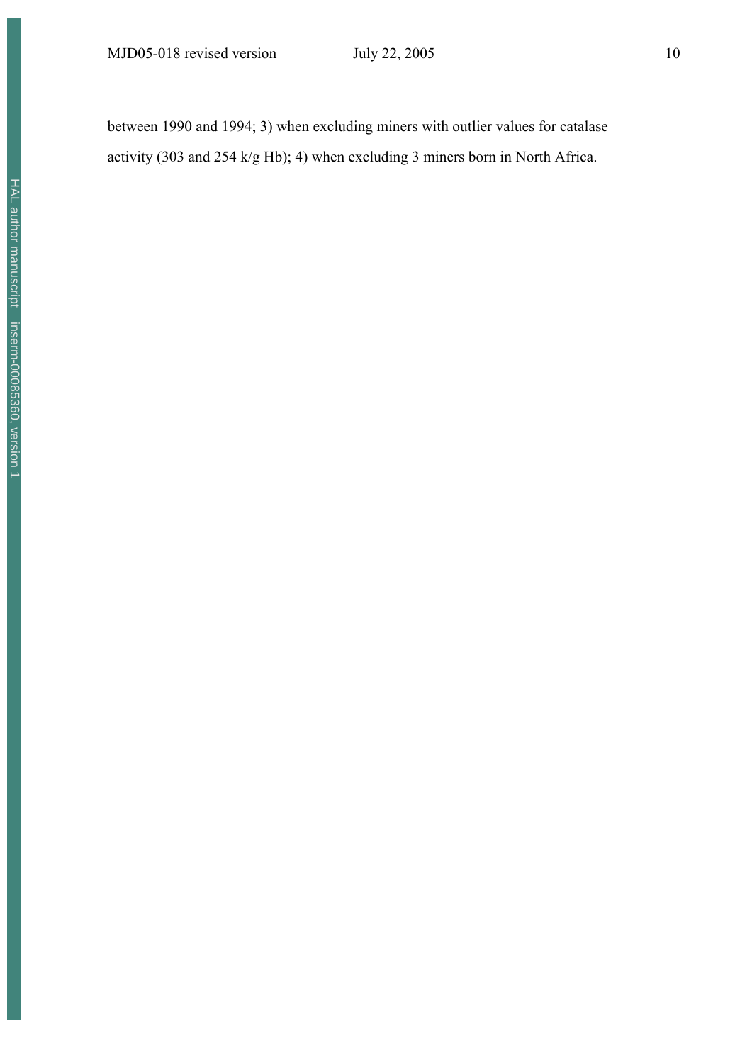between 1990 and 1994; 3) when excluding miners with outlier values for catalase activity (303 and 254 k/g Hb); 4) when excluding 3 miners born in North Africa.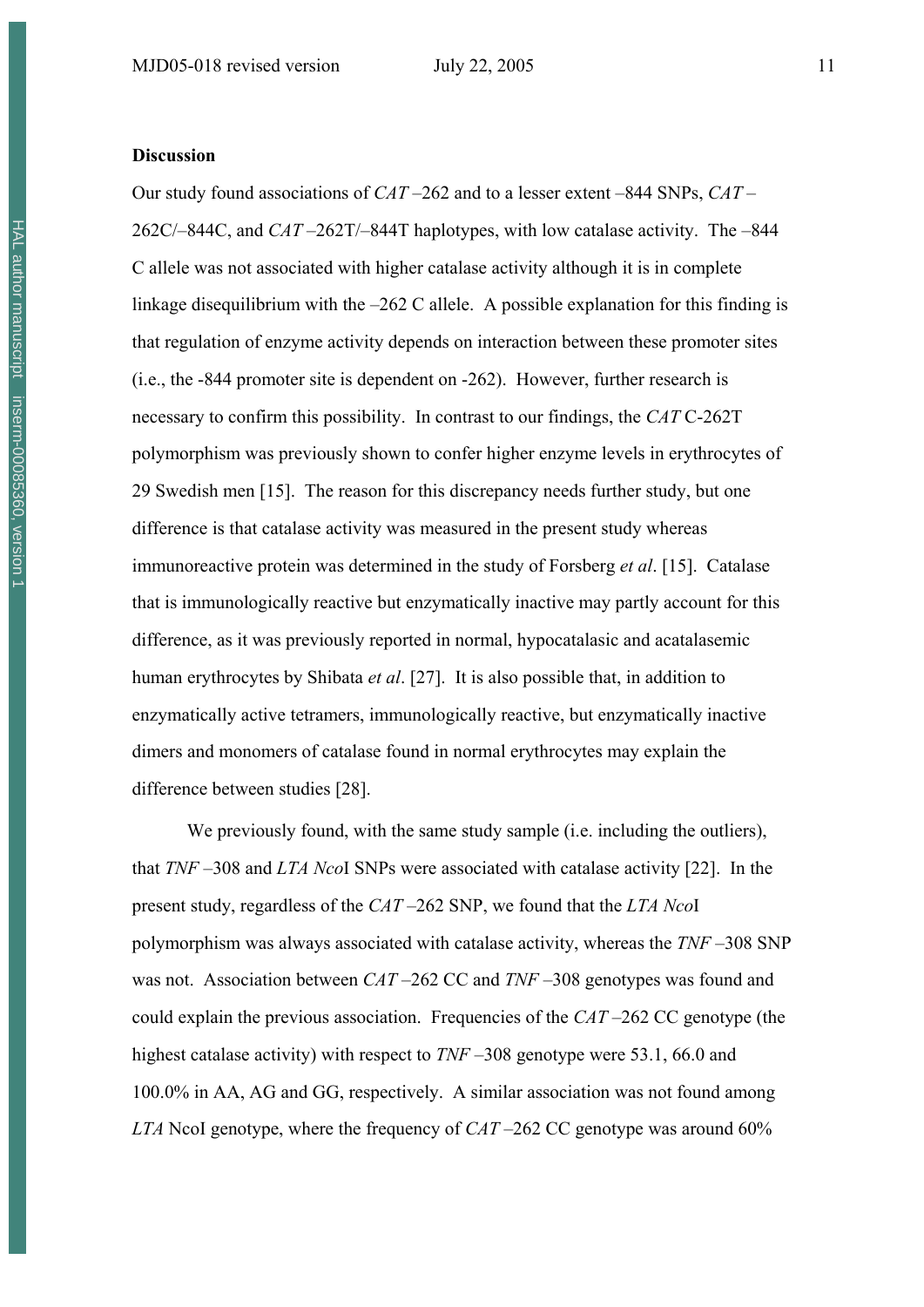**Discussion**

Our study found associations of *CAT* –262 and to a lesser extent –844 SNPs, *CAT* –262C/–844C, and *CAT* –262T/–844T haplotypes, with low catalase activity. The –844 C allele was not associated with higher catalase activity although it is in complete linkage disequilibrium with the –262 C allele. A possible explanation for this finding is that regulation of enzyme activity depends on interaction between these promoter sites (i.e., the -844 promoter site is dependent on -262). However, further research is necessary to confirm this possibility. In contrast to our findings, the *CAT* C-262T polymorphism was previously shown to confer higher enzyme levels in erythrocytes of 29 Swedish men [15]. The reason for this discrepancy needs further study, but one difference is that catalase activity was measured in the present study whereas immunoreactive protein was determined in the study of Forsberg *et al*. [15]. Catalase that is immunologically reactive but enzymatically inactive may partly account for this difference, as it was previously reported in normal, hypocatalasic and acatalasemic human erythrocytes by Shibata *et al*. [27]. It is also possible that, in addition to enzymatically active tetramers, immunologically reactive, but enzymatically inactive dimers and monomers of catalase found in normal erythrocytes may explain the difference between studies [28].

We previously found, with the same study sample (i.e. including the outliers), that *TNF* –308 and *LTA Nco*I SNPs were associated with catalase activity [22]. In the present study, regardless of the *CAT* –262 SNP, we found that the *LTA Nco*I polymorphism was always associated with catalase activity, whereas the *TNF* –308 SNP was not. Association between *CAT* –262 CC and *TNF* –308 genotypes was found and could explain the previous association. Frequencies of the *CAT* –262 CC genotype (the highest catalase activity) with respect to *TNF* –308 genotype were 53.1, 66.0 and 100.0% in AA, AG and GG, respectively. A similar association was not found among *LTA* NcoI genotype, where the frequency of *CAT* –262 CC genotype was around 60%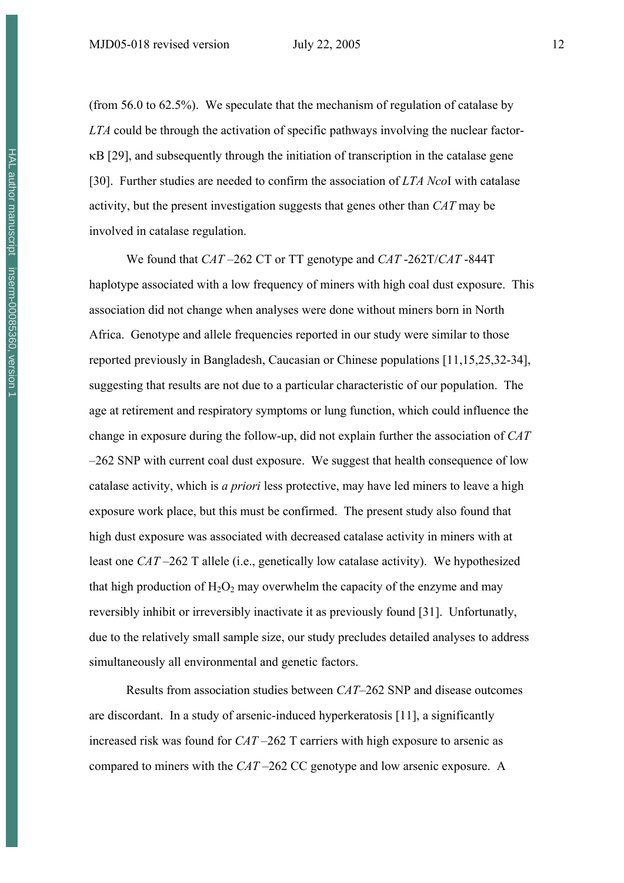(from 56.0 to 62.5%). We speculate that the mechanism of regulation of catalase by *LTA* could be through the activation of specific pathways involving the nuclear factor-κB [29], and subsequently through the initiation of transcription in the catalase gene [30]. Further studies are needed to confirm the association of *LTA Nco*I with catalase activity, but the present investigation suggests that genes other than *CAT* may be involved in catalase regulation.

We found that *CAT* –262 CT or TT genotype and *CAT* -262T/*CAT* -844T haplotype associated with a low frequency of miners with high coal dust exposure. This association did not change when analyses were done without miners born in North Africa. Genotype and allele frequencies reported in our study were similar to those reported previously in Bangladesh, Caucasian or Chinese populations [11,15,25,32-34], suggesting that results are not due to a particular characteristic of our population. The age at retirement and respiratory symptoms or lung function, which could influence the change in exposure during the follow-up, did not explain further the association of *CAT* –262 SNP with current coal dust exposure. We suggest that health consequence of low catalase activity, which is *a priori* less protective, may have led miners to leave a high exposure work place, but this must be confirmed. The present study also found that high dust exposure was associated with decreased catalase activity in miners with at least one *CAT* –262 T allele (i.e., genetically low catalase activity). We hypothesized that high production of $H_2O_2$ may overwhelm the capacity of the enzyme and may reversibly inhibit or irreversibly inactivate it as previously found [31]. Unfortunately, due to the relatively small sample size, our study precludes detailed analyses to address simultaneously all environmental and genetic factors.

Results from association studies between *CAT*–262 SNP and disease outcomes are discordant. In a study of arsenic-induced hyperkeratosis [11], a significantly increased risk was found for *CAT* –262 T carriers with high exposure to arsenic as compared to miners with the *CAT* –262 CC genotype and low arsenic exposure. A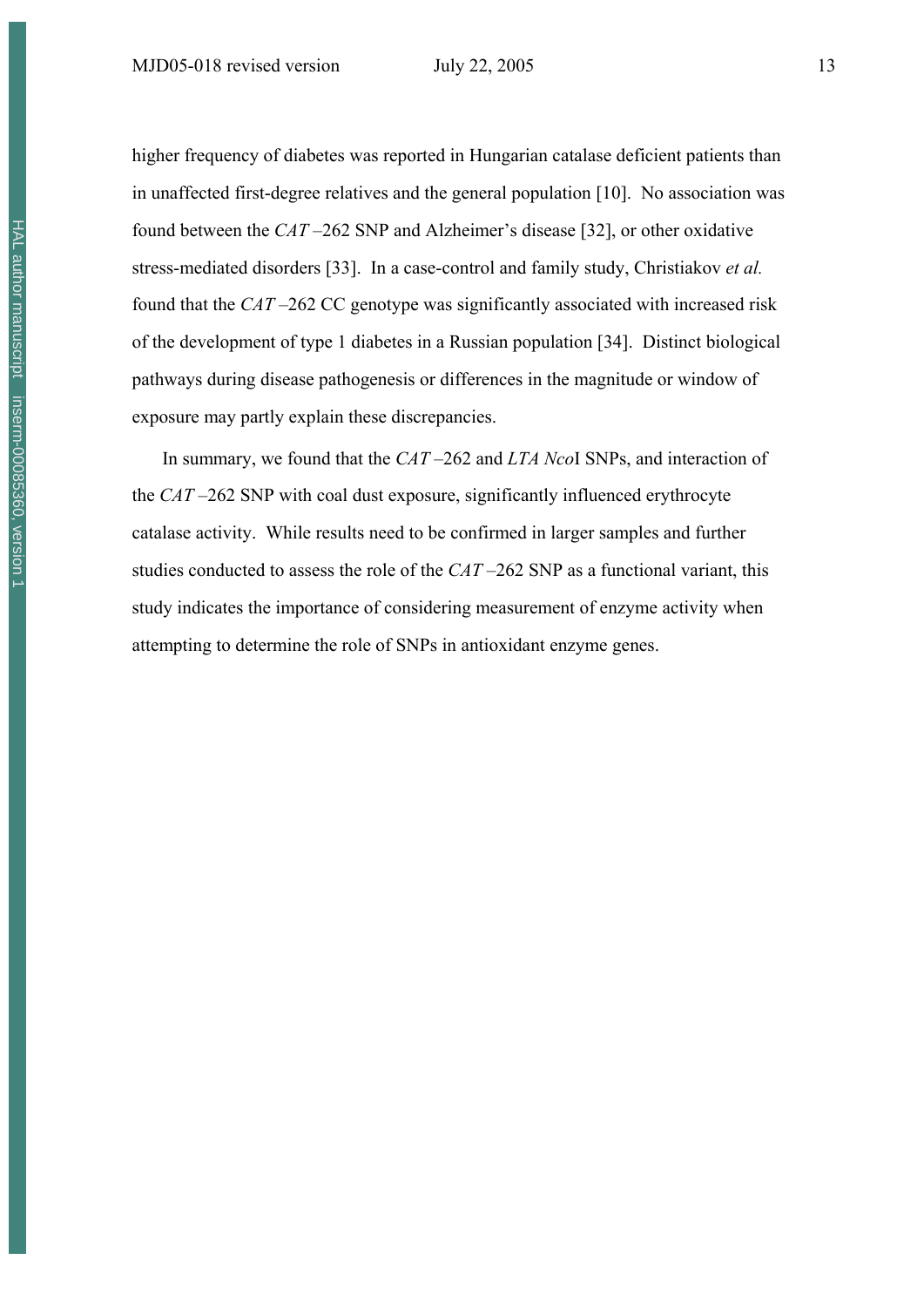higher frequency of diabetes was reported in Hungarian catalase deficient patients than in unaffected first-degree relatives and the general population [10]. No association was found between the *CAT* –262 SNP and Alzheimer's disease [32], or other oxidative stress-mediated disorders [33]. In a case-control and family study, Christiakov *et al.* found that the *CAT* –262 CC genotype was significantly associated with increased risk of the development of type 1 diabetes in a Russian population [34]. Distinct biological pathways during disease pathogenesis or differences in the magnitude or window of exposure may partly explain these discrepancies.

In summary, we found that the *CAT* –262 and *LTA Nco*I SNPs, and interaction of the *CAT* –262 SNP with coal dust exposure, significantly influenced erythrocyte catalase activity. While results need to be confirmed in larger samples and further studies conducted to assess the role of the *CAT* –262 SNP as a functional variant, this study indicates the importance of considering measurement of enzyme activity when attempting to determine the role of SNPs in antioxidant enzyme genes.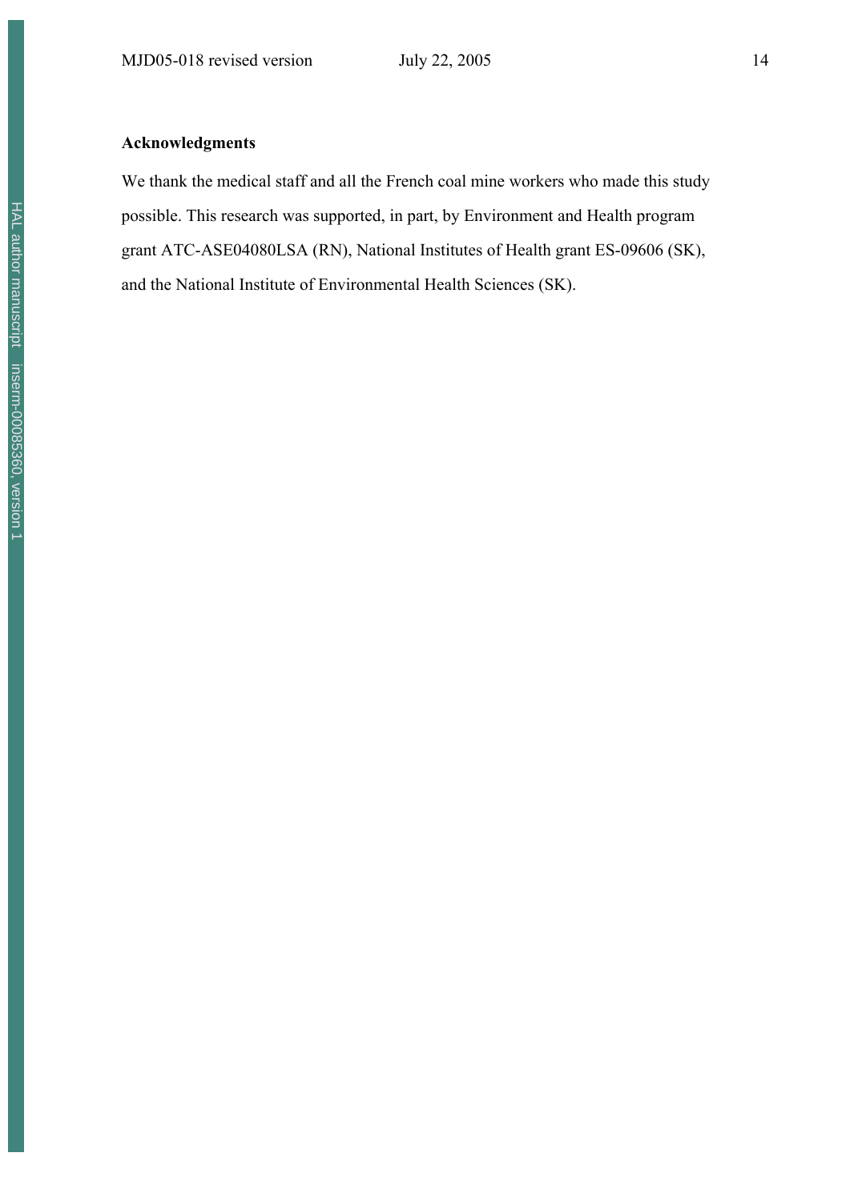## Acknowledgments

We thank the medical staff and all the French coal mine workers who made this study possible. This research was supported, in part, by Environment and Health program grant ATC-ASE04080LSA (RN), National Institutes of Health grant ES-09606 (SK), and the National Institute of Environmental Health Sciences (SK).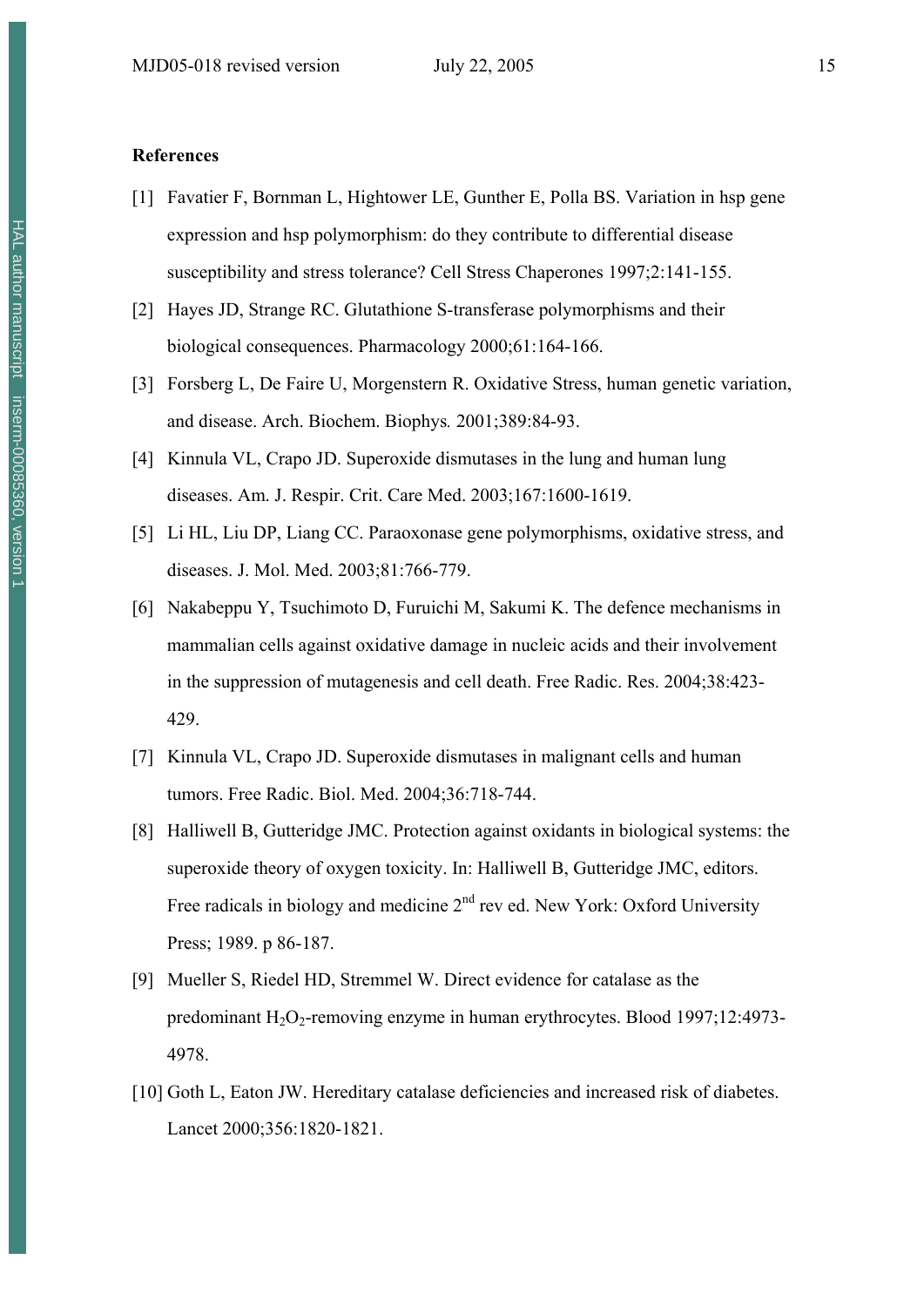**References**

[1] Favatier F, Bornman L, Hightower LE, Gunther E, Polla BS. Variation in hsp gene expression and hsp polymorphism: do they contribute to differential disease susceptibility and stress tolerance? Cell Stress Chaperones 1997;2:141-155.

[2] Hayes JD, Strange RC. Glutathione S-transferase polymorphisms and their biological consequences. Pharmacology 2000;61:164-166.

[3] Forsberg L, De Faire U, Morgenstern R. Oxidative Stress, human genetic variation, and disease. Arch. Biochem. Biophys*.* 2001;389:84-93.

[4] Kinnula VL, Crapo JD. Superoxide dismutases in the lung and human lung diseases. Am. J. Respir. Crit. Care Med. 2003;167:1600-1619.

[5] Li HL, Liu DP, Liang CC. Paraoxonase gene polymorphisms, oxidative stress, and diseases. J. Mol. Med. 2003;81:766-779.

[6] Nakabeppu Y, Tsuchimoto D, Furuichi M, Sakumi K. The defence mechanisms in mammalian cells against oxidative damage in nucleic acids and their involvement in the suppression of mutagenesis and cell death. Free Radic. Res. 2004;38:423-429.

[7] Kinnula VL, Crapo JD. Superoxide dismutases in malignant cells and human tumors. Free Radic. Biol. Med. 2004;36:718-744.

[8] Halliwell B, Gutteridge JMC. Protection against oxidants in biological systems: the superoxide theory of oxygen toxicity. In: Halliwell B, Gutteridge JMC, editors. Free radicals in biology and medicine 2nd rev ed. New York: Oxford University Press; 1989. p 86-187.

[9] Mueller S, Riedel HD, Stremmel W. Direct evidence for catalase as the predominant $H_2O_2$-removing enzyme in human erythrocytes. Blood 1997;12:4973-4978.

[10] Goth L, Eaton JW. Hereditary catalase deficiencies and increased risk of diabetes. Lancet 2000;356:1820-1821.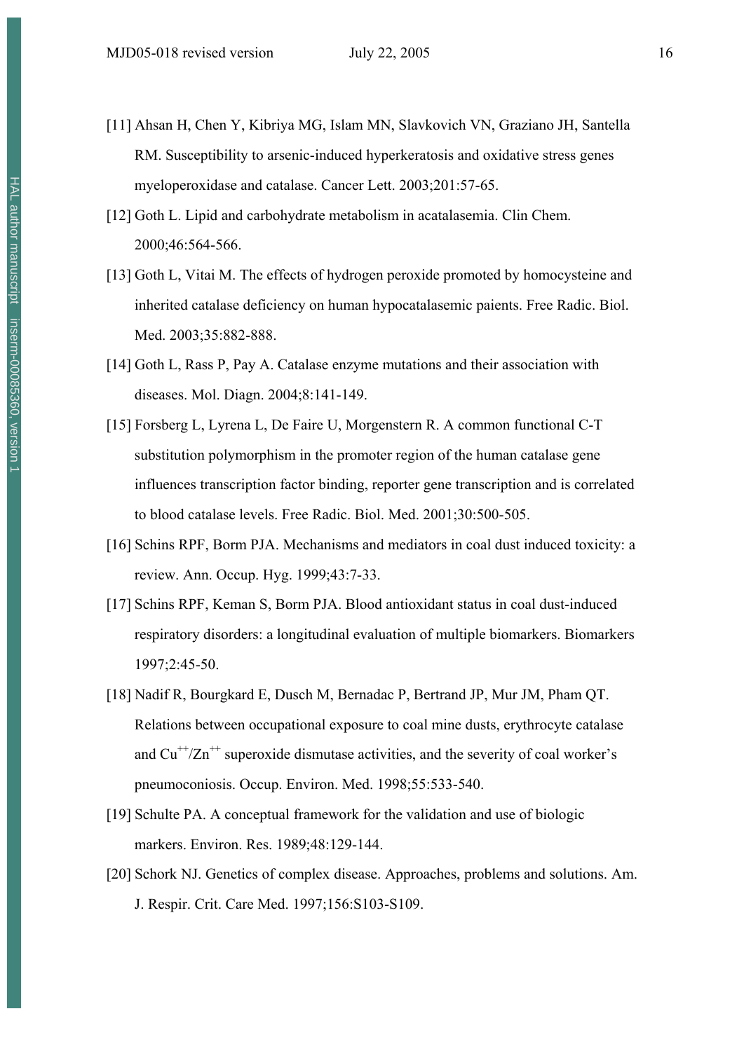[11] Ahsan H, Chen Y, Kibriya MG, Islam MN, Slavkovich VN, Graziano JH, Santella RM. Susceptibility to arsenic-induced hyperkeratosis and oxidative stress genes myeloperoxidase and catalase. Cancer Lett. 2003;201:57-65.

[12] Goth L. Lipid and carbohydrate metabolism in acatalasemia. Clin Chem. 2000;46:564-566.

[13] Goth L, Vitai M. The effects of hydrogen peroxide promoted by homocysteine and inherited catalase deficiency on human hypocatalasemic paients. Free Radic. Biol. Med. 2003;35:882-888.

[14] Goth L, Rass P, Pay A. Catalase enzyme mutations and their association with diseases. Mol. Diagn. 2004;8:141-149.

[15] Forsberg L, Lyrena L, De Faire U, Morgenstern R. A common functional C-T substitution polymorphism in the promoter region of the human catalase gene influences transcription factor binding, reporter gene transcription and is correlated to blood catalase levels. Free Radic. Biol. Med. 2001;30:500-505.

[16] Schins RPF, Borm PJA. Mechanisms and mediators in coal dust induced toxicity: a review. Ann. Occup. Hyg. 1999;43:7-33.

[17] Schins RPF, Keman S, Borm PJA. Blood antioxidant status in coal dust-induced respiratory disorders: a longitudinal evaluation of multiple biomarkers. Biomarkers 1997;2:45-50.

[18] Nadif R, Bourgkard E, Dusch M, Bernadac P, Bertrand JP, Mur JM, Pham QT. Relations between occupational exposure to coal mine dusts, erythrocyte catalase and $Cu^{++}/Zn^{++}$ superoxide dismutase activities, and the severity of coal worker's pneumoconiosis. Occup. Environ. Med. 1998;55:533-540.

[19] Schulte PA. A conceptual framework for the validation and use of biologic markers. Environ. Res. 1989;48:129-144.

[20] Schork NJ. Genetics of complex disease. Approaches, problems and solutions. Am. J. Respir. Crit. Care Med. 1997;156:S103-S109.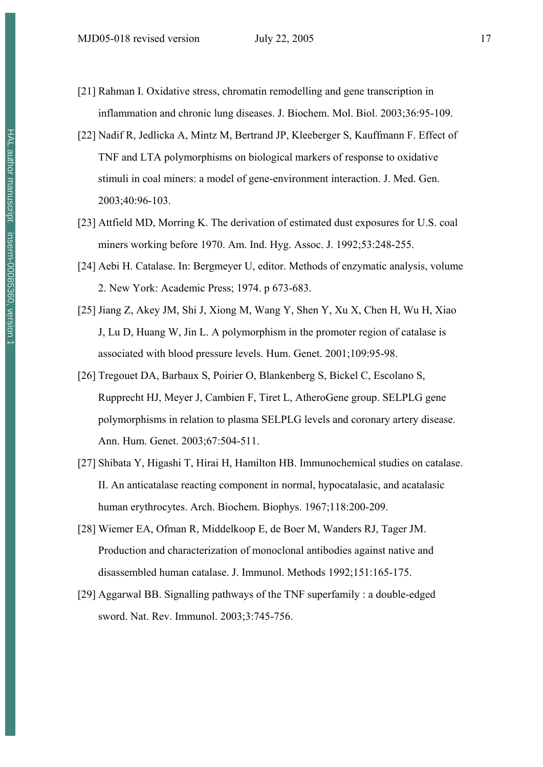[21] Rahman I. Oxidative stress, chromatin remodelling and gene transcription in inflammation and chronic lung diseases. J. Biochem. Mol. Biol. 2003;36:95-109.

[22] Nadif R, Jedlicka A, Mintz M, Bertrand JP, Kleeberger S, Kauffmann F. Effect of TNF and LTA polymorphisms on biological markers of response to oxidative stimuli in coal miners: a model of gene-environment interaction. J. Med. Gen. 2003;40:96-103.

[23] Attfield MD, Morring K. The derivation of estimated dust exposures for U.S. coal miners working before 1970. Am. Ind. Hyg. Assoc. J. 1992;53:248-255.

[24] Aebi H. Catalase. In: Bergmeyer U, editor. Methods of enzymatic analysis, volume 2. New York: Academic Press; 1974. p 673-683.

[25] Jiang Z, Akey JM, Shi J, Xiong M, Wang Y, Shen Y, Xu X, Chen H, Wu H, Xiao J, Lu D, Huang W, Jin L. A polymorphism in the promoter region of catalase is associated with blood pressure levels. Hum. Genet. 2001;109:95-98.

[26] Tregouet DA, Barbaux S, Poirier O, Blankenberg S, Bickel C, Escolano S, Rupprecht HJ, Meyer J, Cambien F, Tiret L, AtheroGene group. SELPLG gene polymorphisms in relation to plasma SELPLG levels and coronary artery disease. Ann. Hum. Genet. 2003;67:504-511.

[27] Shibata Y, Higashi T, Hirai H, Hamilton HB. Immunochemical studies on catalase. II. An anticatalase reacting component in normal, hypocatalasic, and acatalasic human erythrocytes. Arch. Biochem. Biophys. 1967;118:200-209.

[28] Wiemer EA, Ofman R, Middelkoop E, de Boer M, Wanders RJ, Tager JM. Production and characterization of monoclonal antibodies against native and disassembled human catalase. J. Immunol. Methods 1992;151:165-175.

[29] Aggarwal BB. Signalling pathways of the TNF superfamily : a double-edged sword. Nat. Rev. Immunol. 2003;3:745-756.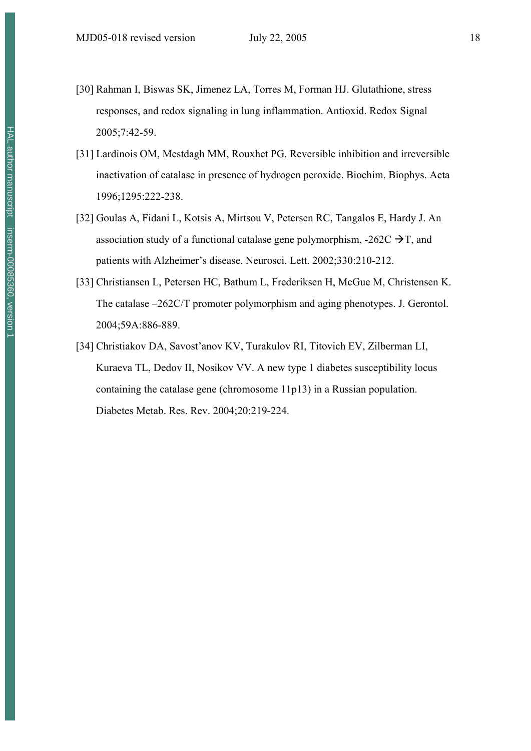[30] Rahman I, Biswas SK, Jimenez LA, Torres M, Forman HJ. Glutathione, stress responses, and redox signaling in lung inflammation. Antioxid. Redox Signal 2005;7:42-59.

[31] Lardinois OM, Mestdagh MM, Rouxhet PG. Reversible inhibition and irreversible inactivation of catalase in presence of hydrogen peroxide. Biochim. Biophys. Acta 1996;1295:222-238.

[32] Goulas A, Fidani L, Kotsis A, Mirtsou V, Petersen RC, Tangalos E, Hardy J. An association study of a functional catalase gene polymorphism, -262C →T, and patients with Alzheimer's disease. Neurosci. Lett. 2002;330:210-212.

[33] Christiansen L, Petersen HC, Bathum L, Frederiksen H, McGue M, Christensen K. The catalase –262C/T promoter polymorphism and aging phenotypes. J. Gerontol. 2004;59A:886-889.

[34] Christiakov DA, Savost'anov KV, Turakulov RI, Titovich EV, Zilberman LI, Kuraeva TL, Dedov II, Nosikov VV. A new type 1 diabetes susceptibility locus containing the catalase gene (chromosome 11p13) in a Russian population. Diabetes Metab. Res. Rev. 2004;20:219-224.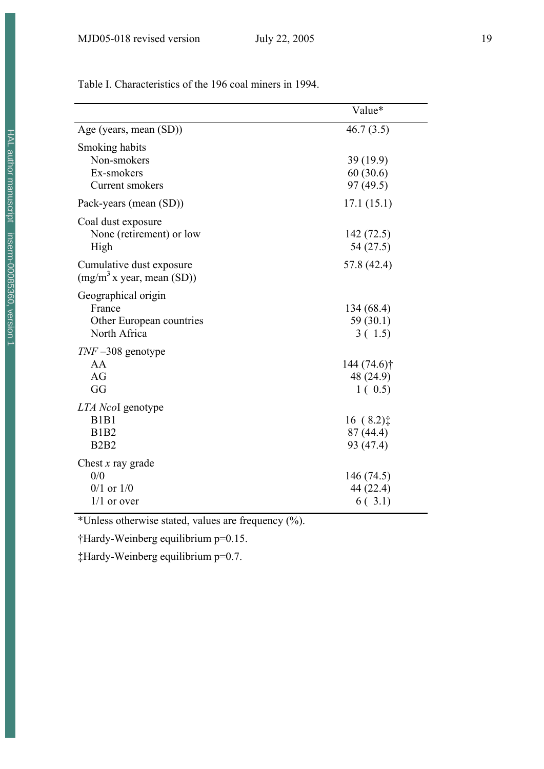Table I. Characteristics of the 196 coal miners in 1994.

| | Value* |
|---|---|
| Age (years, mean (SD)) | 46.7 (3.5) |
| Smoking habits | |
| Non-smokers | 39 (19.9) |
| Ex-smokers | 60 (30.6) |
| Current smokers | 97 (49.5) |
| Pack-years (mean (SD)) | 17.1 (15.1) |
| Coal dust exposure | |
| None (retirement) or low | 142 (72.5) |
| High | 54 (27.5) |
| Cumulative dust exposure ($mg/m^3$ x year, mean (SD)) | 57.8 (42.4) |
| Geographical origin | |
| France | 134 (68.4) |
| Other European countries | 59 (30.1) |
| North Africa | 3 ( 1.5) |
| *TNF* –308 genotype | |
| AA | 144 (74.6)† |
| AG | 48 (24.9) |
| GG | 1 ( 0.5) |
| *LTA Nco*I genotype | |
| B1B1 | 16 ( 8.2)‡ |
| B1B2 | 87 (44.4) |
| B2B2 | 93 (47.4) |
| Chest *x* ray grade | |
| 0/0 | 146 (74.5) |
| 0/1 or 1/0 | 44 (22.4) |
| 1/1 or over | 6 ( 3.1) |

*Unless otherwise stated, values are frequency (%).

†Hardy-Weinberg equilibrium p=0.15.

‡Hardy-Weinberg equilibrium p=0.7.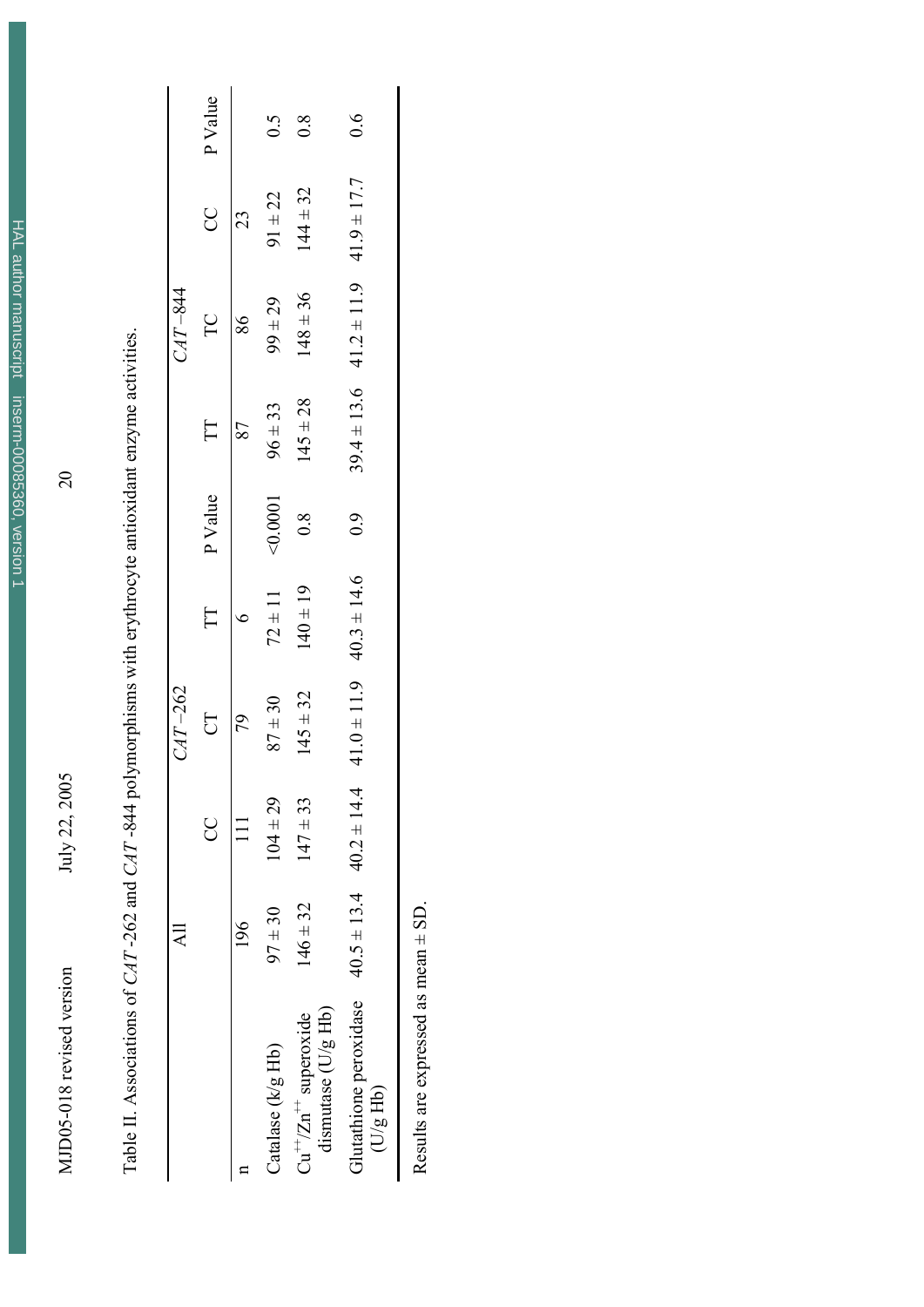Table II. Associations of *CAT* -262 and *CAT* -844 polymorphisms with erythrocyte antioxidant enzyme activities.

| | All | *CAT* −262 | | | | *CAT* −844 | | | |
|---|---|---|---|---|---|---|---|---|---|
| | | CC | CT | TT | P Value | TT | TC | CC | P Value |
| n | 196 | 111 | 79 | 6 | | 87 | 86 | 23 | |
| Catalase (k/g Hb) | 97 ± 30 | 104 ± 29 | 87 ± 30 | 72 ± 11 | <0.0001 | 96 ± 33 | 99 ± 29 | 91 ± 22 | 0.5 |
| $Cu^{++}/Zn^{++}$ superoxide dismutase (U/g Hb) | 146 ± 32 | 147 ± 33 | 145 ± 32 | 140 ± 19 | 0.8 | 145 ± 28 | 148 ± 36 | 144 ± 32 | 0.8 |
| Glutathione peroxidase (U/g Hb) | 40.5 ± 13.4 | 40.2 ± 14.4 | 41.0 ± 11.9 | 40.3 ± 14.6 | 0.9 | 39.4 ± 13.6 | 41.2 ± 11.9 | 41.9 ± 17.7 | 0.6 |

Results are expressed as mean ± SD.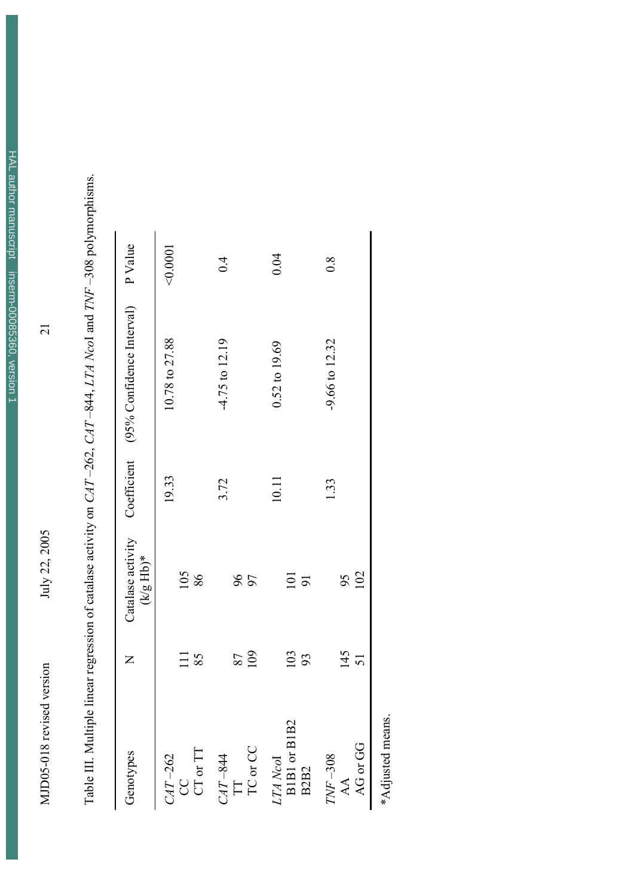Table III. Multiple linear regression of catalase activity on *CAT* −262, *CAT* −844, *LTA NcoI* and *TNF* −308 polymorphisms.

| Genotypes | N | Catalase activity (k/g Hb)* | Coefficient | (95% Confidence Interval) | P Value |
|---|---|---|---|---|---|
| *CAT* −262 | | | 19.33 | 10.78 to 27.88 | <0.0001 |
| CC | 111 | 105 | | | |
| CT or TT | 85 | 86 | | | |
| *CAT* −844 | | | 3.72 | -4.75 to 12.19 | 0.4 |
| TT | 87 | 96 | | | |
| TC or CC | 109 | 97 | | | |
| *LTA NcoI* | | | 10.11 | 0.52 to 19.69 | 0.04 |
| B1B1 or B1B2 | 103 | 101 | | | |
| B2B2 | 93 | 91 | | | |
| *TNF* −308 | | | 1.33 | -9.66 to 12.32 | 0.8 |
| AA | 145 | 95 | | | |
| AG or GG | 51 | 102 | | | |

*Adjusted means.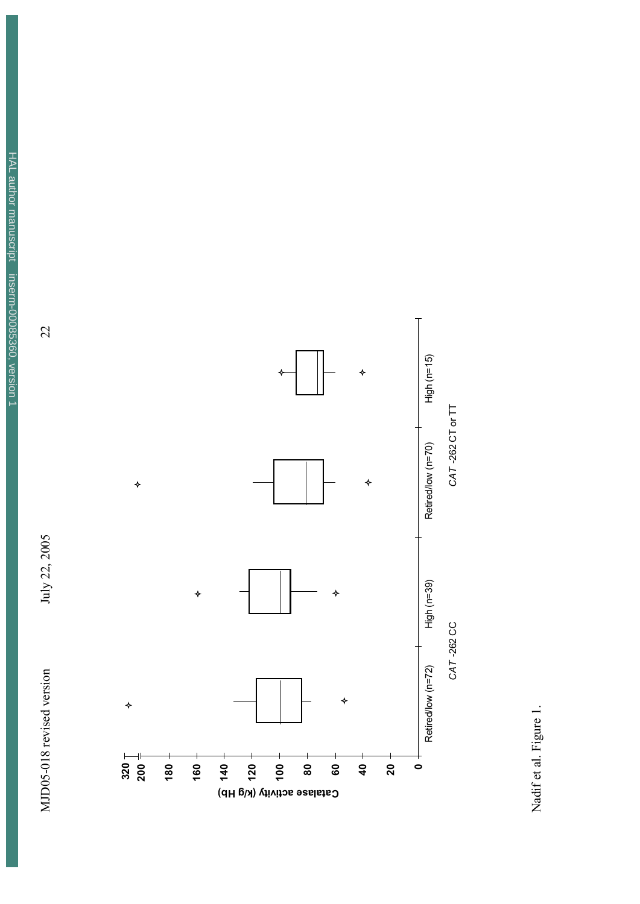Nadif et al. Figure 1.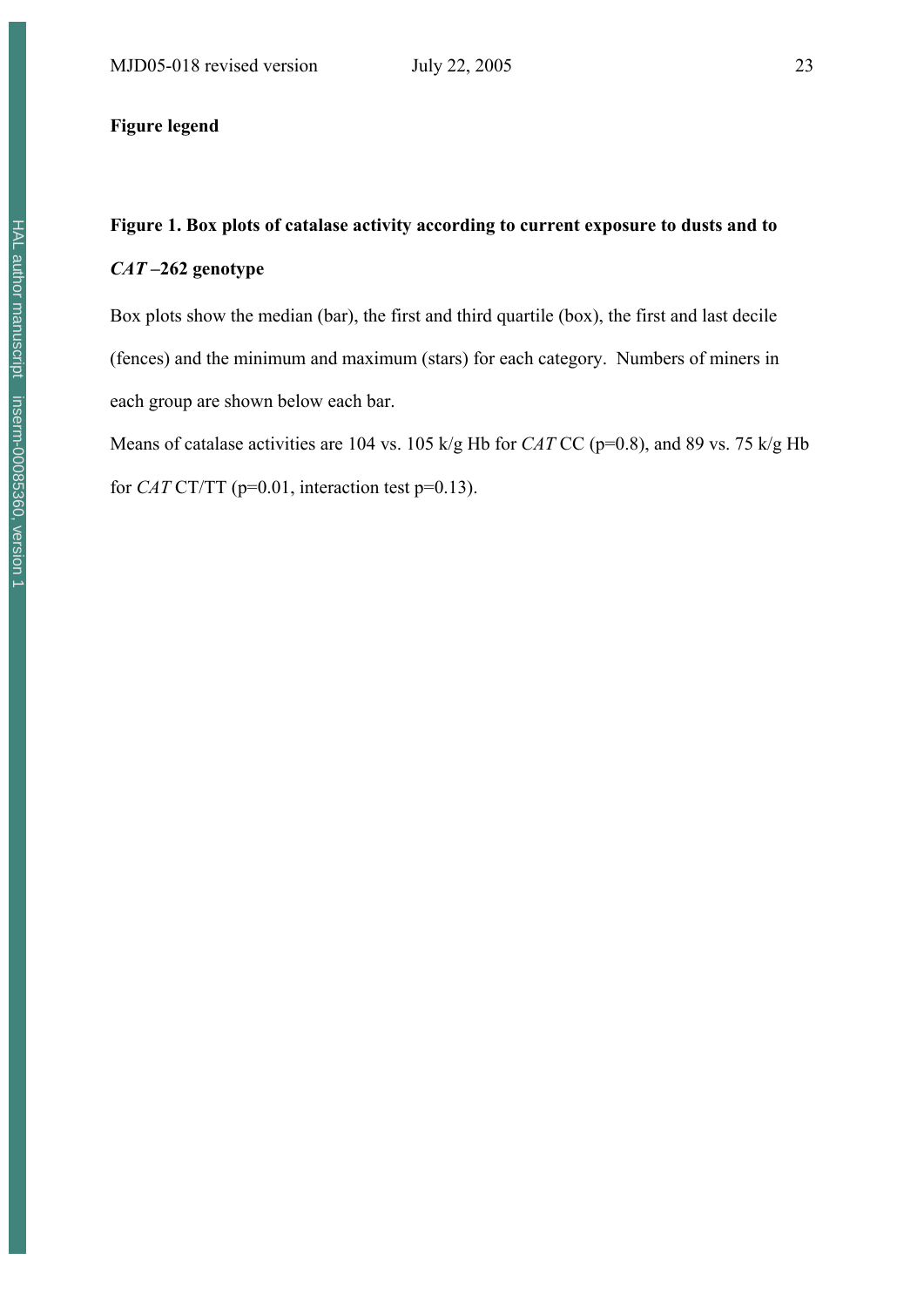**Figure legend**

**Figure 1. Box plots of catalase activity according to current exposure to dusts and to *CAT* –262 genotype**

Box plots show the median (bar), the first and third quartile (box), the first and last decile (fences) and the minimum and maximum (stars) for each category. Numbers of miners in each group are shown below each bar.

Means of catalase activities are 104 vs. 105 k/g Hb for *CAT* CC ($p=0.8$), and 89 vs. 75 k/g Hb for *CAT* CT/TT ($p=0.01$, interaction test $p=0.13$).